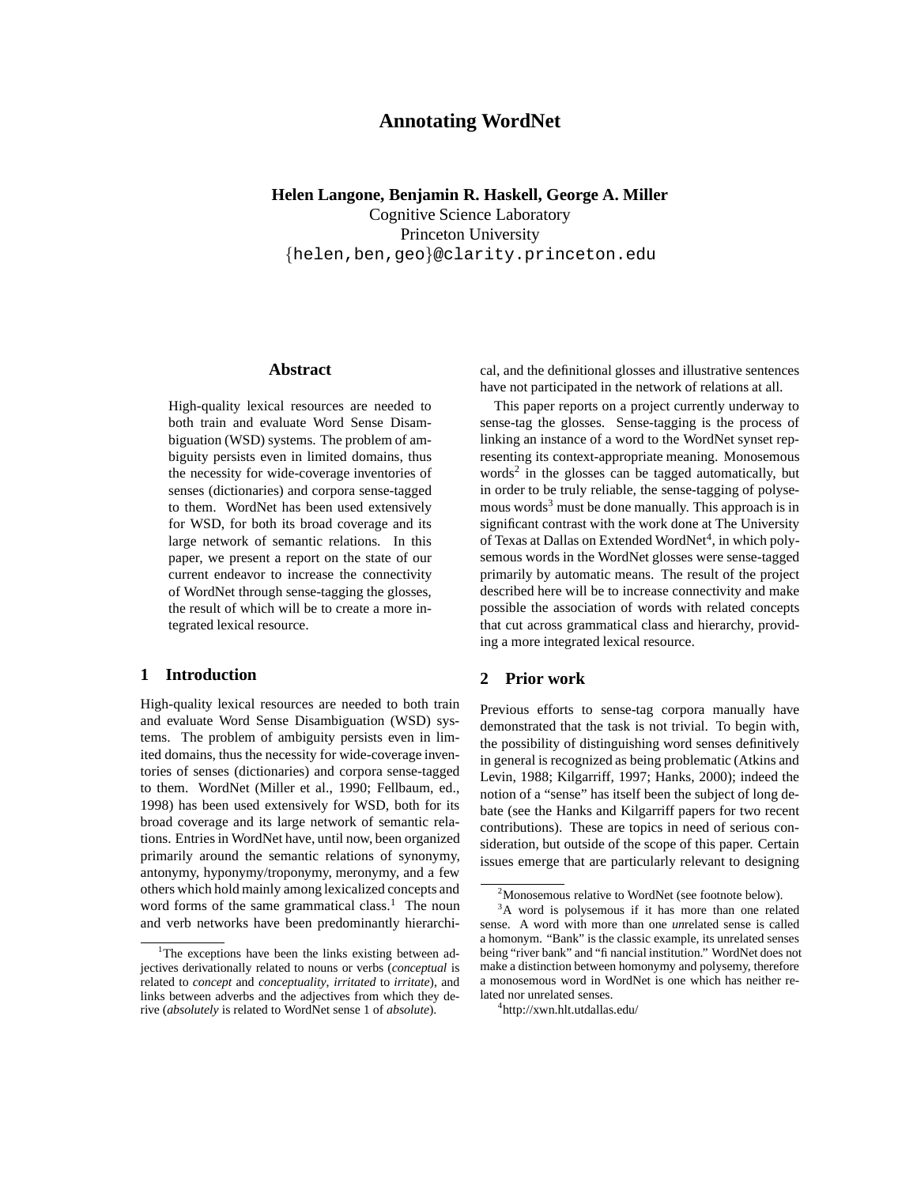# Annotating WordNet

**Helen Langone, Benjamin R. Haskell, George A. Miller**
Cognitive Science Laboratory
Princeton University
{helen,ben,geo}@clarity.princeton.edu

## Abstract

High-quality lexical resources are needed to both train and evaluate Word Sense Disambiguation (WSD) systems. The problem of ambiguity persists even in limited domains, thus the necessity for wide-coverage inventories of senses (dictionaries) and corpora sense-tagged to them. WordNet has been used extensively for WSD, for both its broad coverage and its large network of semantic relations. In this paper, we present a report on the state of our current endeavor to increase the connectivity of WordNet through sense-tagging the glosses, the result of which will be to create a more integrated lexical resource.

## 1 Introduction

High-quality lexical resources are needed to both train and evaluate Word Sense Disambiguation (WSD) systems. The problem of ambiguity persists even in limited domains, thus the necessity for wide-coverage inventories of senses (dictionaries) and corpora sense-tagged to them. WordNet (Miller et al., 1990; Fellbaum, ed., 1998) has been used extensively for WSD, both for its broad coverage and its large network of semantic relations. Entries in WordNet have, until now, been organized primarily around the semantic relations of synonymy, antonymy, hyponymy/troponymy, meronymy, and a few others which hold mainly among lexicalized concepts and word forms of the same grammatical class.[1] The noun and verb networks have been predominantly hierarchical, and the definitional glosses and illustrative sentences have not participated in the network of relations at all.

This paper reports on a project currently underway to sense-tag the glosses. Sense-tagging is the process of linking an instance of a word to the WordNet synset representing its context-appropriate meaning. Monosemous words[2] in the glosses can be tagged automatically, but in order to be truly reliable, the sense-tagging of polysemous words[3] must be done manually. This approach is in significant contrast with the work done at The University of Texas at Dallas on Extended WordNet[4], in which polysemous words in the WordNet glosses were sense-tagged primarily by automatic means. The result of the project described here will be to increase connectivity and make possible the association of words with related concepts that cut across grammatical class and hierarchy, providing a more integrated lexical resource.

## 2 Prior work

Previous efforts to sense-tag corpora manually have demonstrated that the task is not trivial. To begin with, the possibility of distinguishing word senses definitively in general is recognized as being problematic (Atkins and Levin, 1988; Kilgarriff, 1997; Hanks, 2000); indeed the notion of a "sense" has itself been the subject of long debate (see the Hanks and Kilgarriff papers for two recent contributions). These are topics in need of serious consideration, but outside of the scope of this paper. Certain issues emerge that are particularly relevant to designing

---

[1] The exceptions have been the links existing between adjectives derivationally related to nouns or verbs (*conceptual* is related to *concept* and *conceptuality*, *irritated* to *irritate*), and links between adverbs and the adjectives from which they derive (*absolutely* is related to WordNet sense 1 of *absolute*).

[2] Monosemous relative to WordNet (see footnote below).

[3] A word is polysemous if it has more than one related sense. A word with more than one *un*related sense is called a homonym. "Bank" is the classic example, its unrelated senses being "river bank" and "financial institution." WordNet does not make a distinction between homonymy and polysemy, therefore a monosemous word in WordNet is one which has neither related nor unrelated senses.

[4] http://xwn.hlt.utdallas.edu/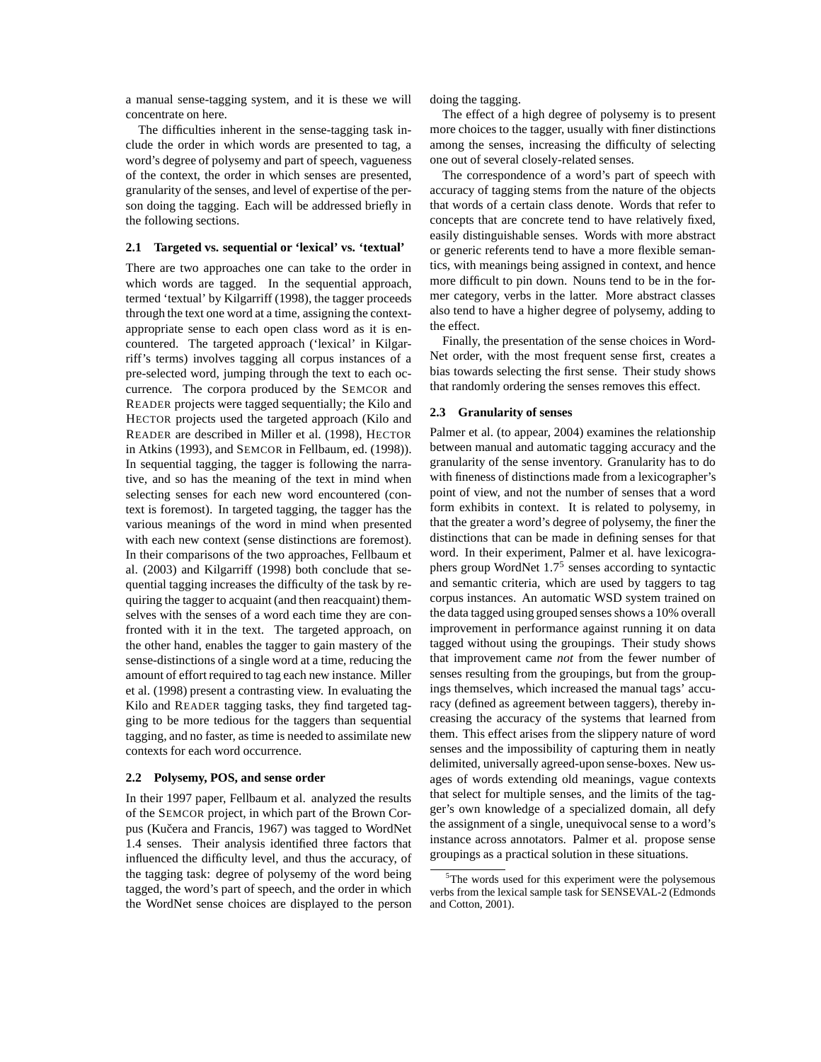a manual sense-tagging system, and it is these we will concentrate on here.

The difficulties inherent in the sense-tagging task include the order in which words are presented to tag, a word's degree of polysemy and part of speech, vagueness of the context, the order in which senses are presented, granularity of the senses, and level of expertise of the person doing the tagging. Each will be addressed briefly in the following sections.

### 2.1 Targeted vs. sequential or 'lexical' vs. 'textual'

There are two approaches one can take to the order in which words are tagged. In the sequential approach, termed 'textual' by Kilgarriff (1998), the tagger proceeds through the text one word at a time, assigning the context-appropriate sense to each open class word as it is encountered. The targeted approach ('lexical' in Kilgarriff's terms) involves tagging all corpus instances of a pre-selected word, jumping through the text to each occurrence. The corpora produced by the SEMCOR and READER projects were tagged sequentially; the Kilo and HECTOR projects used the targeted approach (Kilo and READER are described in Miller et al. (1998), HECTOR in Atkins (1993), and SEMCOR in Fellbaum, ed. (1998)). In sequential tagging, the tagger is following the narrative, and so has the meaning of the text in mind when selecting senses for each new word encountered (context is foremost). In targeted tagging, the tagger has the various meanings of the word in mind when presented with each new context (sense distinctions are foremost). In their comparisons of the two approaches, Fellbaum et al. (2003) and Kilgarriff (1998) both conclude that sequential tagging increases the difficulty of the task by requiring the tagger to acquaint (and then reacquaint) themselves with the senses of a word each time they are confronted with it in the text. The targeted approach, on the other hand, enables the tagger to gain mastery of the sense-distinctions of a single word at a time, reducing the amount of effort required to tag each new instance. Miller et al. (1998) present a contrasting view. In evaluating the Kilo and READER tagging tasks, they find targeted tagging to be more tedious for the taggers than sequential tagging, and no faster, as time is needed to assimilate new contexts for each word occurrence.

### 2.2 Polysemy, POS, and sense order

In their 1997 paper, Fellbaum et al. analyzed the results of the SEMCOR project, in which part of the Brown Corpus (Kučera and Francis, 1967) was tagged to WordNet 1.4 senses. Their analysis identified three factors that influenced the difficulty level, and thus the accuracy, of the tagging task: degree of polysemy of the word being tagged, the word's part of speech, and the order in which the WordNet sense choices are displayed to the person doing the tagging.

The effect of a high degree of polysemy is to present more choices to the tagger, usually with finer distinctions among the senses, increasing the difficulty of selecting one out of several closely-related senses.

The correspondence of a word's part of speech with accuracy of tagging stems from the nature of the objects that words of a certain class denote. Words that refer to concepts that are concrete tend to have relatively fixed, easily distinguishable senses. Words with more abstract or generic referents tend to have a more flexible semantics, with meanings being assigned in context, and hence more difficult to pin down. Nouns tend to be in the former category, verbs in the latter. More abstract classes also tend to have a higher degree of polysemy, adding to the effect.

Finally, the presentation of the sense choices in WordNet order, with the most frequent sense first, creates a bias towards selecting the first sense. Their study shows that randomly ordering the senses removes this effect.

### 2.3 Granularity of senses

Palmer et al. (to appear, 2004) examines the relationship between manual and automatic tagging accuracy and the granularity of the sense inventory. Granularity has to do with fineness of distinctions made from a lexicographer's point of view, and not the number of senses that a word form exhibits in context. It is related to polysemy, in that the greater a word's degree of polysemy, the finer the distinctions that can be made in defining senses for that word. In their experiment, Palmer et al. have lexicographers group WordNet 1.7[5] senses according to syntactic and semantic criteria, which are used by taggers to tag corpus instances. An automatic WSD system trained on the data tagged using grouped senses shows a 10% overall improvement in performance against running it on data tagged without using the groupings. Their study shows that improvement came *not* from the fewer number of senses resulting from the groupings, but from the groupings themselves, which increased the manual tags' accuracy (defined as agreement between taggers), thereby increasing the accuracy of the systems that learned from them. This effect arises from the slippery nature of word senses and the impossibility of capturing them in neatly delimited, universally agreed-upon sense-boxes. New usages of words extending old meanings, vague contexts that select for multiple senses, and the limits of the tagger's own knowledge of a specialized domain, all defy the assignment of a single, unequivocal sense to a word's instance across annotators. Palmer et al. propose sense groupings as a practical solution in these situations.

[5] The words used for this experiment were the polysemous verbs from the lexical sample task for SENSEVAL-2 (Edmonds and Cotton, 2001).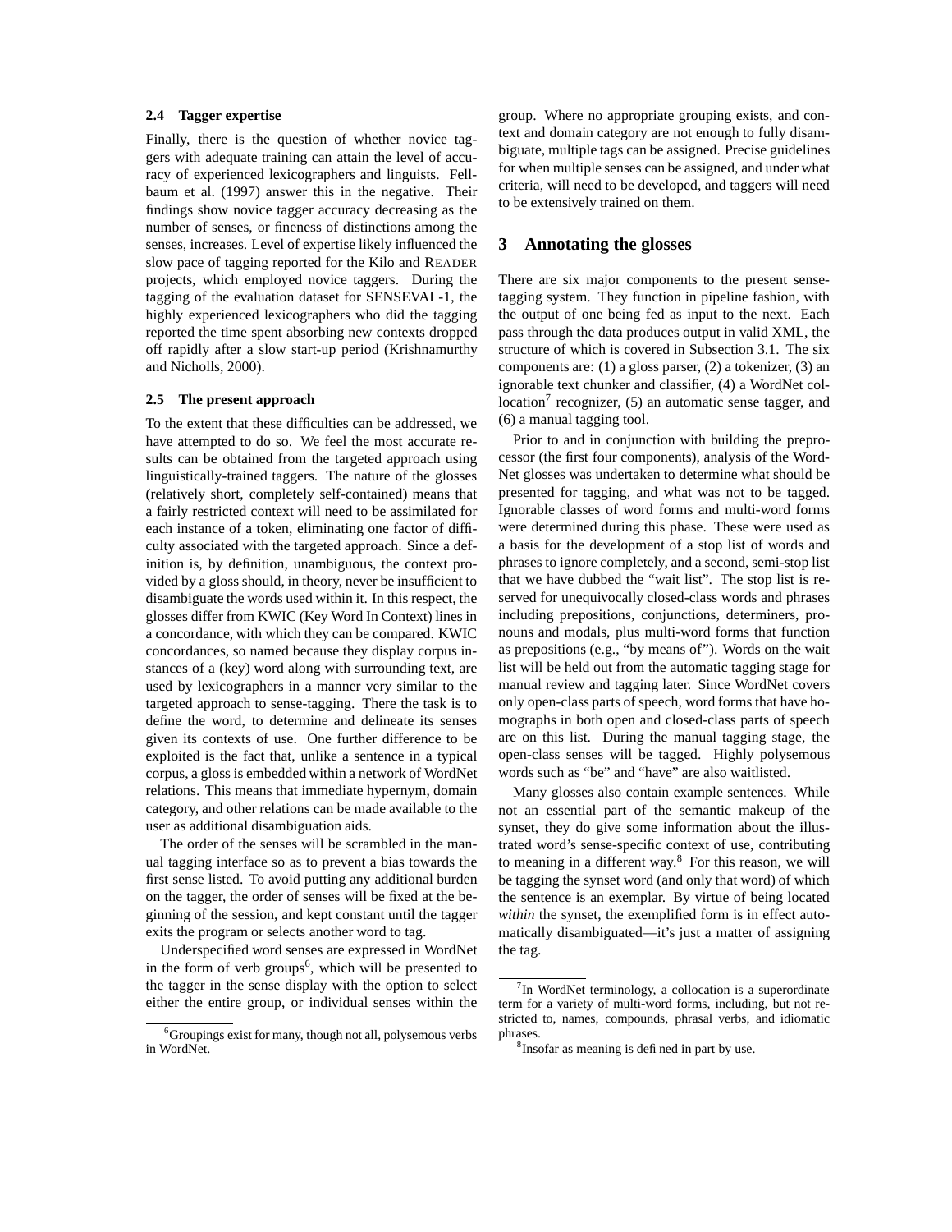### 2.4 Tagger expertise

Finally, there is the question of whether novice taggers with adequate training can attain the level of accuracy of experienced lexicographers and linguists. Fellbaum et al. (1997) answer this in the negative. Their findings show novice tagger accuracy decreasing as the number of senses, or fineness of distinctions among the senses, increases. Level of expertise likely influenced the slow pace of tagging reported for the Kilo and READER projects, which employed novice taggers. During the tagging of the evaluation dataset for SENSEVAL-1, the highly experienced lexicographers who did the tagging reported the time spent absorbing new contexts dropped off rapidly after a slow start-up period (Krishnamurthy and Nicholls, 2000).

### 2.5 The present approach

To the extent that these difficulties can be addressed, we have attempted to do so. We feel the most accurate results can be obtained from the targeted approach using linguistically-trained taggers. The nature of the glosses (relatively short, completely self-contained) means that a fairly restricted context will need to be assimilated for each instance of a token, eliminating one factor of difficulty associated with the targeted approach. Since a definition is, by definition, unambiguous, the context provided by a gloss should, in theory, never be insufficient to disambiguate the words used within it. In this respect, the glosses differ from KWIC (Key Word In Context) lines in a concordance, with which they can be compared. KWIC concordances, so named because they display corpus instances of a (key) word along with surrounding text, are used by lexicographers in a manner very similar to the targeted approach to sense-tagging. There the task is to define the word, to determine and delineate its senses given its contexts of use. One further difference to be exploited is the fact that, unlike a sentence in a typical corpus, a gloss is embedded within a network of WordNet relations. This means that immediate hypernym, domain category, and other relations can be made available to the user as additional disambiguation aids.

The order of the senses will be scrambled in the manual tagging interface so as to prevent a bias towards the first sense listed. To avoid putting any additional burden on the tagger, the order of senses will be fixed at the beginning of the session, and kept constant until the tagger exits the program or selects another word to tag.

Underspecified word senses are expressed in WordNet in the form of verb groups[6], which will be presented to the tagger in the sense display with the option to select either the entire group, or individual senses within the group. Where no appropriate grouping exists, and context and domain category are not enough to fully disambiguate, multiple tags can be assigned. Precise guidelines for when multiple senses can be assigned, and under what criteria, will need to be developed, and taggers will need to be extensively trained on them.

[6]Groupings exist for many, though not all, polysemous verbs in WordNet.

## 3 Annotating the glosses

There are six major components to the present sense-tagging system. They function in pipeline fashion, with the output of one being fed as input to the next. Each pass through the data produces output in valid XML, the structure of which is covered in Subsection 3.1. The six components are: (1) a gloss parser, (2) a tokenizer, (3) an ignorable text chunker and classifier, (4) a WordNet collocation[7] recognizer, (5) an automatic sense tagger, and (6) a manual tagging tool.

Prior to and in conjunction with building the preprocessor (the first four components), analysis of the WordNet glosses was undertaken to determine what should be presented for tagging, and what was not to be tagged. Ignorable classes of word forms and multi-word forms were determined during this phase. These were used as a basis for the development of a stop list of words and phrases to ignore completely, and a second, semi-stop list that we have dubbed the "wait list". The stop list is reserved for unequivocally closed-class words and phrases including prepositions, conjunctions, determiners, pronouns and modals, plus multi-word forms that function as prepositions (e.g., "by means of"). Words on the wait list will be held out from the automatic tagging stage for manual review and tagging later. Since WordNet covers only open-class parts of speech, word forms that have homographs in both open and closed-class parts of speech are on this list. During the manual tagging stage, the open-class senses will be tagged. Highly polysemous words such as "be" and "have" are also waitlisted.

Many glosses also contain example sentences. While not an essential part of the semantic makeup of the synset, they do give some information about the illustrated word's sense-specific context of use, contributing to meaning in a different way.[8] For this reason, we will be tagging the synset word (and only that word) of which the sentence is an exemplar. By virtue of being located *within* the synset, the exemplified form is in effect automatically disambiguated—it's just a matter of assigning the tag.

[7]In WordNet terminology, a collocation is a superordinate term for a variety of multi-word forms, including, but not restricted to, names, compounds, phrasal verbs, and idiomatic phrases.

[8]Insofar as meaning is defined in part by use.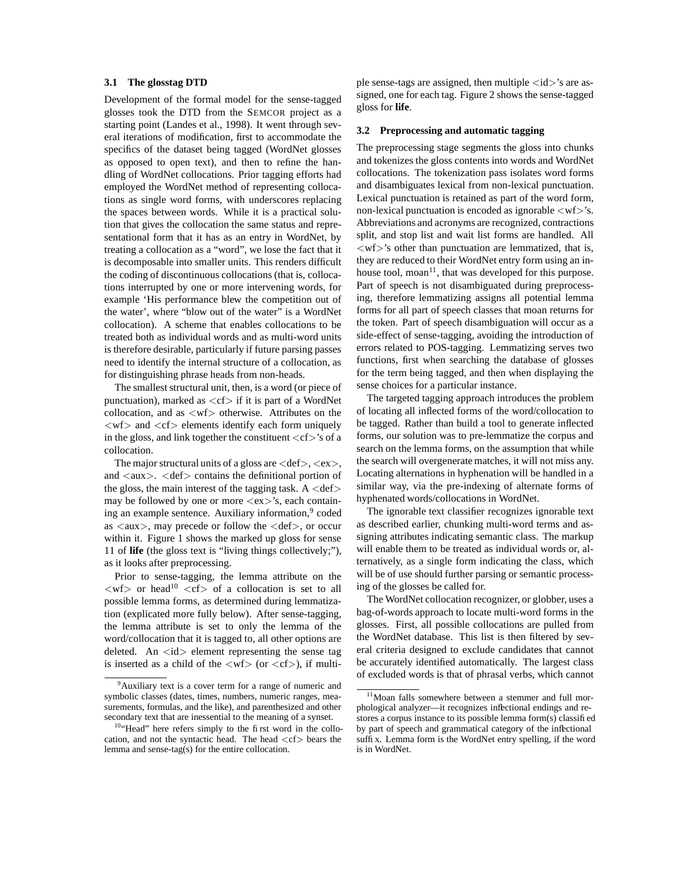### 3.1 The glosstag DTD

Development of the formal model for the sense-tagged glosses took the DTD from the SEMCOR project as a starting point (Landes et al., 1998). It went through several iterations of modification, first to accommodate the specifics of the dataset being tagged (WordNet glosses as opposed to open text), and then to refine the handling of WordNet collocations. Prior tagging efforts had employed the WordNet method of representing collocations as single word forms, with underscores replacing the spaces between words. While it is a practical solution that gives the collocation the same status and representational form that it has as an entry in WordNet, by treating a collocation as a "word", we lose the fact that it is decomposable into smaller units. This renders difficult the coding of discontinuous collocations (that is, collocations interrupted by one or more intervening words, for example 'His performance blew the competition out of the water', where "blow out of the water" is a WordNet collocation). A scheme that enables collocations to be treated both as individual words and as multi-word units is therefore desirable, particularly if future parsing passes need to identify the internal structure of a collocation, as for distinguishing phrase heads from non-heads.

The smallest structural unit, then, is a word (or piece of punctuation), marked as <cf> if it is part of a WordNet collocation, and as <wf> otherwise. Attributes on the <wf> and <cf> elements identify each form uniquely in the gloss, and link together the constituent <cf>'s of a collocation.

The major structural units of a gloss are <def>, <ex>, and <aux>. <def> contains the definitional portion of the gloss, the main interest of the tagging task. A <def> may be followed by one or more <ex>'s, each containing an example sentence. Auxiliary information,[9] coded as <aux>, may precede or follow the <def>, or occur within it. Figure 1 shows the marked up gloss for sense 11 of **life** (the gloss text is "living things collectively;"), as it looks after preprocessing.

Prior to sense-tagging, the lemma attribute on the <wf> or head[10] <cf> of a collocation is set to all possible lemma forms, as determined during lemmatization (explicated more fully below). After sense-tagging, the lemma attribute is set to only the lemma of the word/collocation that it is tagged to, all other options are deleted. An <id> element representing the sense tag is inserted as a child of the <wf> (or <cf>), if multiple sense-tags are assigned, then multiple <id>'s are assigned, one for each tag. Figure 2 shows the sense-tagged gloss for **life**.

### 3.2 Preprocessing and automatic tagging

The preprocessing stage segments the gloss into chunks and tokenizes the gloss contents into words and WordNet collocations. The tokenization pass isolates word forms and disambiguates lexical from non-lexical punctuation. Lexical punctuation is retained as part of the word form, non-lexical punctuation is encoded as ignorable <wf>'s. Abbreviations and acronyms are recognized, contractions split, and stop list and wait list forms are handled. All <wf>'s other than punctuation are lemmatized, that is, they are reduced to their WordNet entry form using an in-house tool, moan[11], that was developed for this purpose. Part of speech is not disambiguated during preprocessing, therefore lemmatizing assigns all potential lemma forms for all part of speech classes that moan returns for the token. Part of speech disambiguation will occur as a side-effect of sense-tagging, avoiding the introduction of errors related to POS-tagging. Lemmatizing serves two functions, first when searching the database of glosses for the term being tagged, and then when displaying the sense choices for a particular instance.

The targeted tagging approach introduces the problem of locating all inflected forms of the word/collocation to be tagged. Rather than build a tool to generate inflected forms, our solution was to pre-lemmatize the corpus and search on the lemma forms, on the assumption that while the search will overgenerate matches, it will not miss any. Locating alternations in hyphenation will be handled in a similar way, via the pre-indexing of alternate forms of hyphenated words/collocations in WordNet.

The ignorable text classifier recognizes ignorable text as described earlier, chunking multi-word terms and assigning attributes indicating semantic class. The markup will enable them to be treated as individual words or, alternatively, as a single form indicating the class, which will be of use should further parsing or semantic processing of the glosses be called for.

The WordNet collocation recognizer, or globber, uses a bag-of-words approach to locate multi-word forms in the glosses. First, all possible collocations are pulled from the WordNet database. This list is then filtered by several criteria designed to exclude candidates that cannot be accurately identified automatically. The largest class of excluded words is that of phrasal verbs, which cannot

[9] Auxiliary text is a cover term for a range of numeric and symbolic classes (dates, times, numbers, numeric ranges, measurements, formulas, and the like), and parenthesized and other secondary text that are inessential to the meaning of a synset.

[10] "Head" here refers simply to the first word in the collocation, and not the syntactic head. The head <cf> bears the lemma and sense-tag(s) for the entire collocation.

[11] Moan falls somewhere between a stemmer and full morphological analyzer—it recognizes inflectional endings and restores a corpus instance to its possible lemma form(s) classified by part of speech and grammatical category of the inflectional suffix. Lemma form is the WordNet entry spelling, if the word is in WordNet.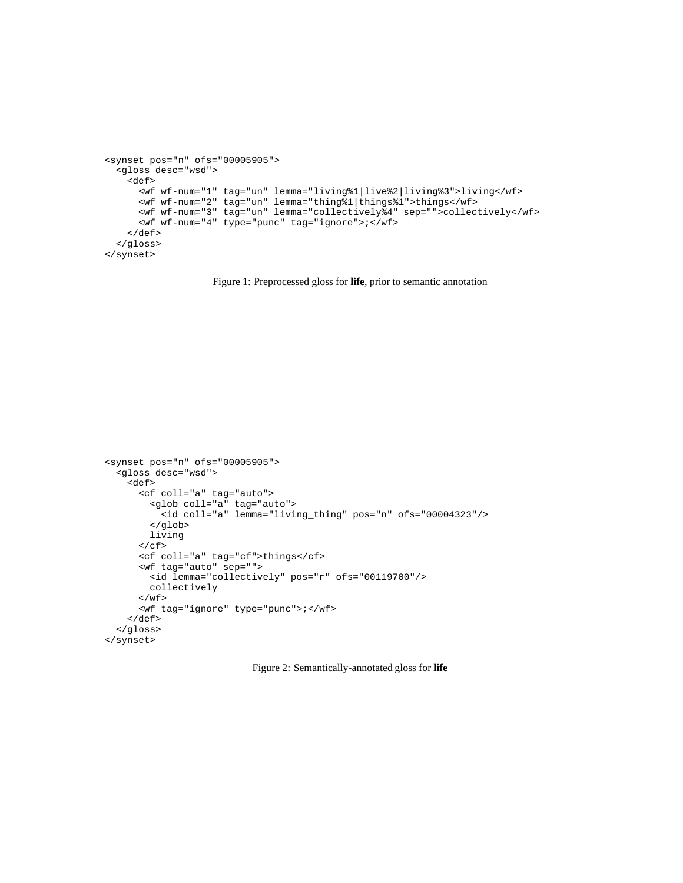```
<synset pos="n" ofs="00005905">
  <gloss desc="wsd">
    <def>
      <wf wf-num="1" tag="un" lemma="living%1|live%2|living%3">living</wf>
      <wf wf-num="2" tag="un" lemma="thing%1|things%1">things</wf>
      <wf wf-num="3" tag="un" lemma="collectively%4" sep="">collectively</wf>
      <wf wf-num="4" type="punc" tag="ignore">;</wf>
    </def>
  </gloss>
</synset>
```

Figure 1: Preprocessed gloss for **life**, prior to semantic annotation

```
<synset pos="n" ofs="00005905">
  <gloss desc="wsd">
    <def>
      <cf coll="a" tag="auto">
        <glob coll="a" tag="auto">
          <id coll="a" lemma="living_thing" pos="n" ofs="00004323"/>
        </glob>
        living
      </cf>
      <cf coll="a" tag="cf">things</cf>
      <wf tag="auto" sep="">
        <id lemma="collectively" pos="r" ofs="00119700"/>
        collectively
      </wf>
      <wf tag="ignore" type="punc">;</wf>
    </def>
  </gloss>
</synset>
```

Figure 2: Semantically-annotated gloss for **life**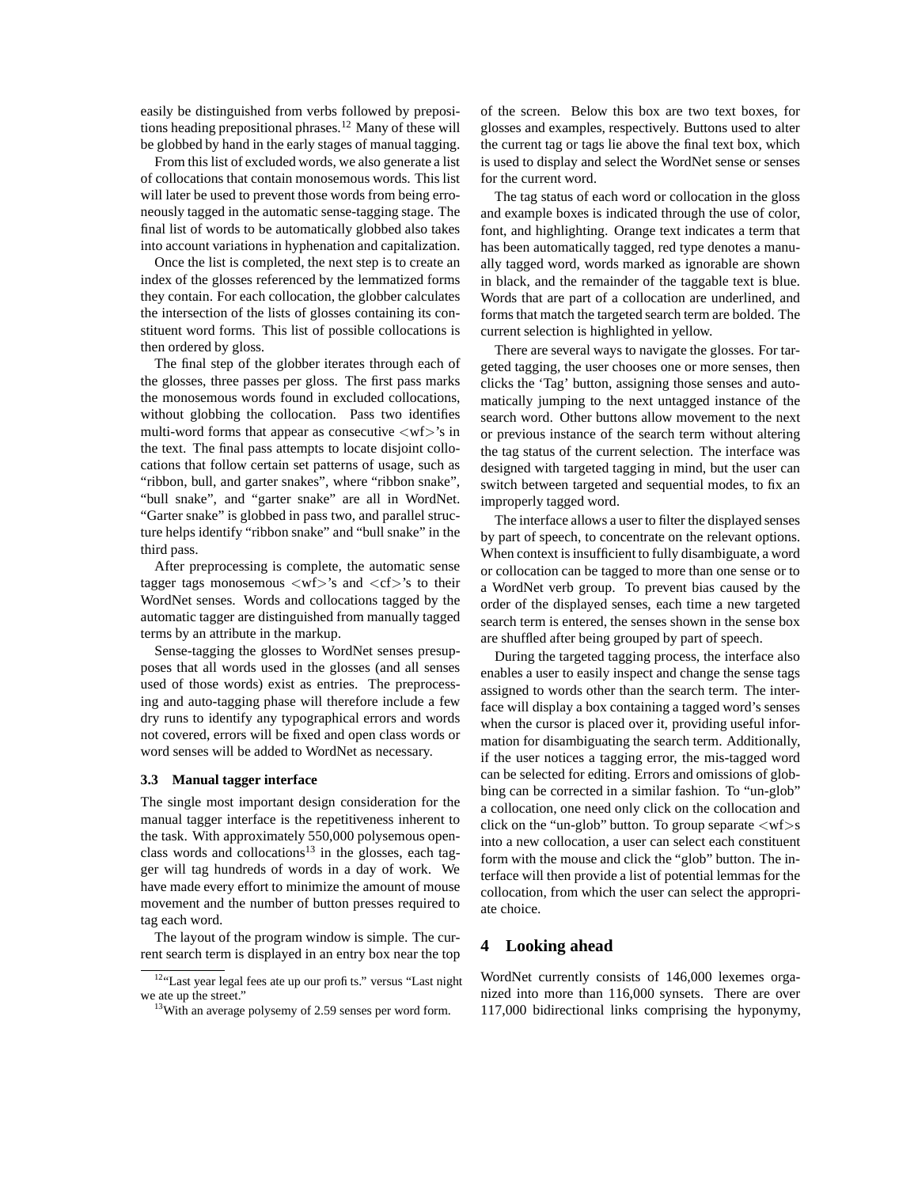easily be distinguished from verbs followed by prepositions heading prepositional phrases.[12] Many of these will be globbed by hand in the early stages of manual tagging.

From this list of excluded words, we also generate a list of collocations that contain monosemous words. This list will later be used to prevent those words from being erroneously tagged in the automatic sense-tagging stage. The final list of words to be automatically globbed also takes into account variations in hyphenation and capitalization.

Once the list is completed, the next step is to create an index of the glosses referenced by the lemmatized forms they contain. For each collocation, the globber calculates the intersection of the lists of glosses containing its constituent word forms. This list of possible collocations is then ordered by gloss.

The final step of the globber iterates through each of the glosses, three passes per gloss. The first pass marks the monosemous words found in excluded collocations, without globbing the collocation. Pass two identifies multi-word forms that appear as consecutive <wf>'s in the text. The final pass attempts to locate disjoint collocations that follow certain set patterns of usage, such as "ribbon, bull, and garter snakes", where "ribbon snake", "bull snake", and "garter snake" are all in WordNet. "Garter snake" is globbed in pass two, and parallel structure helps identify "ribbon snake" and "bull snake" in the third pass.

After preprocessing is complete, the automatic sense tagger tags monosemous <wf>'s and <cf>'s to their WordNet senses. Words and collocations tagged by the automatic tagger are distinguished from manually tagged terms by an attribute in the markup.

Sense-tagging the glosses to WordNet senses presupposes that all words used in the glosses (and all senses used of those words) exist as entries. The preprocessing and auto-tagging phase will therefore include a few dry runs to identify any typographical errors and words not covered, errors will be fixed and open class words or word senses will be added to WordNet as necessary.

### 3.3 Manual tagger interface

The single most important design consideration for the manual tagger interface is the repetitiveness inherent to the task. With approximately 550,000 polysemous open-class words and collocations[13] in the glosses, each tagger will tag hundreds of words in a day of work. We have made every effort to minimize the amount of mouse movement and the number of button presses required to tag each word.

The layout of the program window is simple. The current search term is displayed in an entry box near the top of the screen. Below this box are two text boxes, for glosses and examples, respectively. Buttons used to alter the current tag or tags lie above the final text box, which is used to display and select the WordNet sense or senses for the current word.

The tag status of each word or collocation in the gloss and example boxes is indicated through the use of color, font, and highlighting. Orange text indicates a term that has been automatically tagged, red type denotes a manually tagged word, words marked as ignorable are shown in black, and the remainder of the taggable text is blue. Words that are part of a collocation are underlined, and forms that match the targeted search term are bolded. The current selection is highlighted in yellow.

There are several ways to navigate the glosses. For targeted tagging, the user chooses one or more senses, then clicks the 'Tag' button, assigning those senses and automatically jumping to the next untagged instance of the search word. Other buttons allow movement to the next or previous instance of the search term without altering the tag status of the current selection. The interface was designed with targeted tagging in mind, but the user can switch between targeted and sequential modes, to fix an improperly tagged word.

The interface allows a user to filter the displayed senses by part of speech, to concentrate on the relevant options. When context is insufficient to fully disambiguate, a word or collocation can be tagged to more than one sense or to a WordNet verb group. To prevent bias caused by the order of the displayed senses, each time a new targeted search term is entered, the senses shown in the sense box are shuffled after being grouped by part of speech.

During the targeted tagging process, the interface also enables a user to easily inspect and change the sense tags assigned to words other than the search term. The interface will display a box containing a tagged word's senses when the cursor is placed over it, providing useful information for disambiguating the search term. Additionally, if the user notices a tagging error, the mis-tagged word can be selected for editing. Errors and omissions of globbing can be corrected in a similar fashion. To "un-glob" a collocation, one need only click on the collocation and click on the "un-glob" button. To group separate <wf>s into a new collocation, a user can select each constituent form with the mouse and click the "glob" button. The interface will then provide a list of potential lemmas for the collocation, from which the user can select the appropriate choice.

## 4 Looking ahead

WordNet currently consists of 146,000 lexemes organized into more than 116,000 synsets. There are over 117,000 bidirectional links comprising the hyponymy,

[12] "Last year legal fees ate up our profits." versus "Last night we ate up the street."

[13] With an average polysemy of 2.59 senses per word form.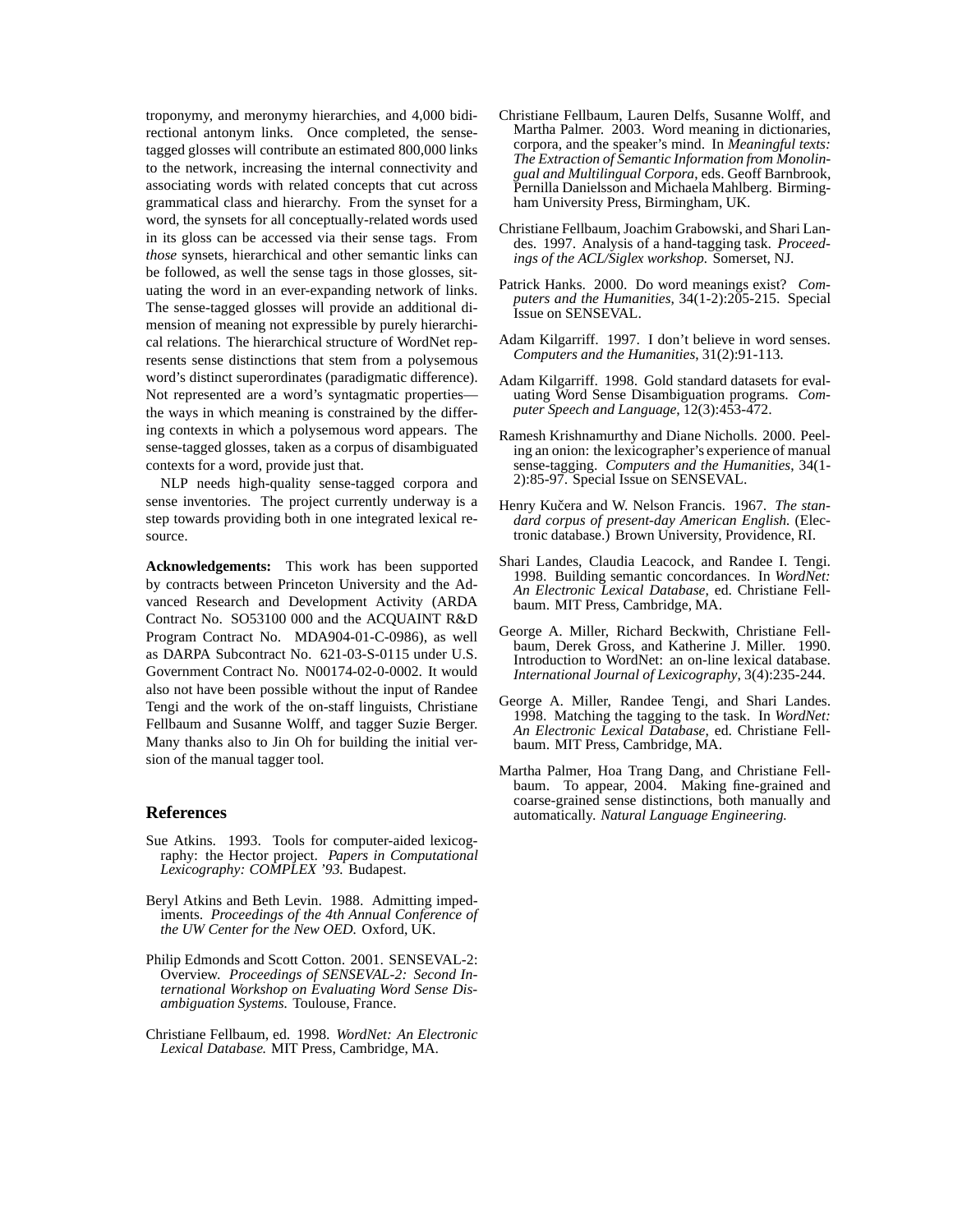troponymy, and meronymy hierarchies, and 4,000 bidirectional antonym links. Once completed, the sense-tagged glosses will contribute an estimated 800,000 links to the network, increasing the internal connectivity and associating words with related concepts that cut across grammatical class and hierarchy. From the synset for a word, the synsets for all conceptually-related words used in its gloss can be accessed via their sense tags. From *those* synsets, hierarchical and other semantic links can be followed, as well the sense tags in those glosses, situating the word in an ever-expanding network of links. The sense-tagged glosses will provide an additional dimension of meaning not expressible by purely hierarchical relations. The hierarchical structure of WordNet represents sense distinctions that stem from a polysemous word's distinct superordinates (paradigmatic difference). Not represented are a word's syntagmatic properties—the ways in which meaning is constrained by the differing contexts in which a polysemous word appears. The sense-tagged glosses, taken as a corpus of disambiguated contexts for a word, provide just that.

NLP needs high-quality sense-tagged corpora and sense inventories. The project currently underway is a step towards providing both in one integrated lexical resource.

**Acknowledgements:** This work has been supported by contracts between Princeton University and the Advanced Research and Development Activity (ARDA Contract No. SO53100 000 and the ACQUAINT R&D Program Contract No. MDA904-01-C-0986), as well as DARPA Subcontract No. 621-03-S-0115 under U.S. Government Contract No. N00174-02-0-0002. It would also not have been possible without the input of Randee Tengi and the work of the on-staff linguists, Christiane Fellbaum and Susanne Wolff, and tagger Suzie Berger. Many thanks also to Jin Oh for building the initial version of the manual tagger tool.

## References

Sue Atkins. 1993. Tools for computer-aided lexicography: the Hector project. *Papers in Computational Lexicography: COMPLEX '93.* Budapest.

Beryl Atkins and Beth Levin. 1988. Admitting impediments. *Proceedings of the 4th Annual Conference of the UW Center for the New OED.* Oxford, UK.

Philip Edmonds and Scott Cotton. 2001. SENSEVAL-2: Overview. *Proceedings of SENSEVAL-2: Second International Workshop on Evaluating Word Sense Disambiguation Systems.* Toulouse, France.

Christiane Fellbaum, ed. 1998. *WordNet: An Electronic Lexical Database.* MIT Press, Cambridge, MA.

Christiane Fellbaum, Lauren Delfs, Susanne Wolff, and Martha Palmer. 2003. Word meaning in dictionaries, corpora, and the speaker's mind. In *Meaningful texts: The Extraction of Semantic Information from Monolingual and Multilingual Corpora*, eds. Geoff Barnbrook, Pernilla Danielsson and Michaela Mahlberg. Birmingham University Press, Birmingham, UK.

Christiane Fellbaum, Joachim Grabowski, and Shari Landes. 1997. Analysis of a hand-tagging task. *Proceedings of the ACL/Siglex workshop.* Somerset, NJ.

Patrick Hanks. 2000. Do word meanings exist? *Computers and the Humanities*, 34(1-2):205-215. Special Issue on SENSEVAL.

Adam Kilgarriff. 1997. I don't believe in word senses. *Computers and the Humanities*, 31(2):91-113.

Adam Kilgarriff. 1998. Gold standard datasets for evaluating Word Sense Disambiguation programs. *Computer Speech and Language*, 12(3):453-472.

Ramesh Krishnamurthy and Diane Nicholls. 2000. Peeling an onion: the lexicographer's experience of manual sense-tagging. *Computers and the Humanities*, 34(1-2):85-97. Special Issue on SENSEVAL.

Henry Kučera and W. Nelson Francis. 1967. *The standard corpus of present-day American English.* (Electronic database.) Brown University, Providence, RI.

Shari Landes, Claudia Leacock, and Randee I. Tengi. 1998. Building semantic concordances. In *WordNet: An Electronic Lexical Database*, ed. Christiane Fellbaum. MIT Press, Cambridge, MA.

George A. Miller, Richard Beckwith, Christiane Fellbaum, Derek Gross, and Katherine J. Miller. 1990. Introduction to WordNet: an on-line lexical database. *International Journal of Lexicography*, 3(4):235-244.

George A. Miller, Randee Tengi, and Shari Landes. 1998. Matching the tagging to the task. In *WordNet: An Electronic Lexical Database*, ed. Christiane Fellbaum. MIT Press, Cambridge, MA.

Martha Palmer, Hoa Trang Dang, and Christiane Fellbaum. To appear, 2004. Making fine-grained and coarse-grained sense distinctions, both manually and automatically. *Natural Language Engineering.*